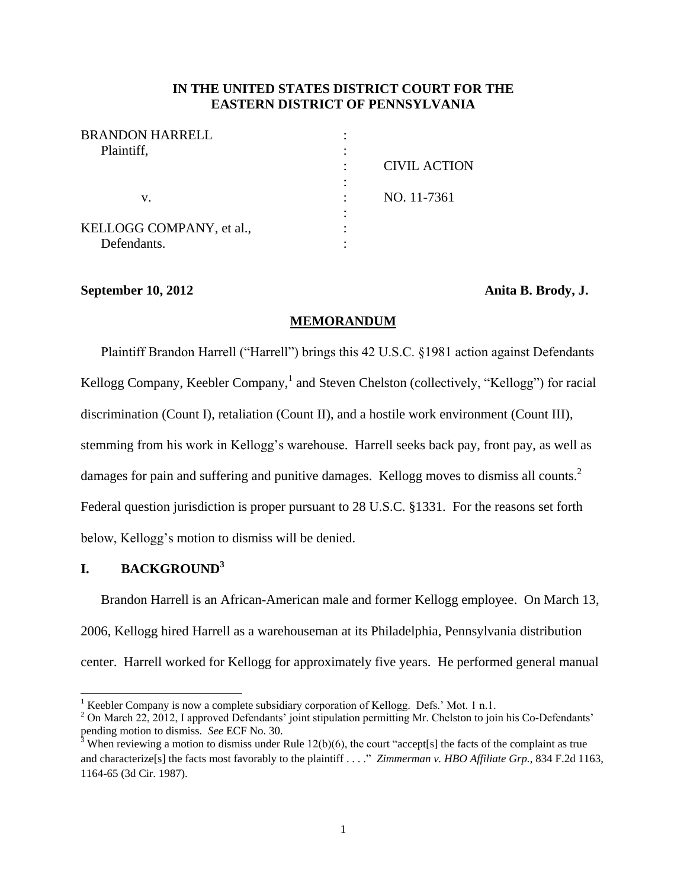**IN THE UNITED STATES DISTRICT COURT FOR THE EASTERN DISTRICT OF PENNSYLVANIA**

| | | |
|---|---|---|
| BRANDON HARRELL | : | |
| Plaintiff, | : | |
| | : | CIVIL ACTION |
| | : | |
| v. | : | NO. 11-7361 |
| | : | |
| KELLOGG COMPANY, et al., | : | |
| Defendants. | : | |

**September 10, 2012** **Anita B. Brody, J.**

## MEMORANDUM

Plaintiff Brandon Harrell ("Harrell") brings this 42 U.S.C. §1981 action against Defendants Kellogg Company, Keebler Company,[1] and Steven Chelston (collectively, "Kellogg") for racial discrimination (Count I), retaliation (Count II), and a hostile work environment (Count III), stemming from his work in Kellogg's warehouse. Harrell seeks back pay, front pay, as well as damages for pain and suffering and punitive damages. Kellogg moves to dismiss all counts.[2] Federal question jurisdiction is proper pursuant to 28 U.S.C. §1331. For the reasons set forth below, Kellogg's motion to dismiss will be denied.

## I. BACKGROUND[3]

Brandon Harrell is an African-American male and former Kellogg employee. On March 13, 2006, Kellogg hired Harrell as a warehouseman at its Philadelphia, Pennsylvania distribution center. Harrell worked for Kellogg for approximately five years. He performed general manual

---

[1] Keebler Company is now a complete subsidiary corporation of Kellogg. Defs.' Mot. 1 n.1.

[2] On March 22, 2012, I approved Defendants' joint stipulation permitting Mr. Chelston to join his Co-Defendants' pending motion to dismiss. *See* ECF No. 30.

[3] When reviewing a motion to dismiss under Rule 12(b)(6), the court "accept[s] the facts of the complaint as true and characterize[s] the facts most favorably to the plaintiff . . . ." *Zimmerman v. HBO Affiliate Grp.*, 834 F.2d 1163, 1164-65 (3d Cir. 1987).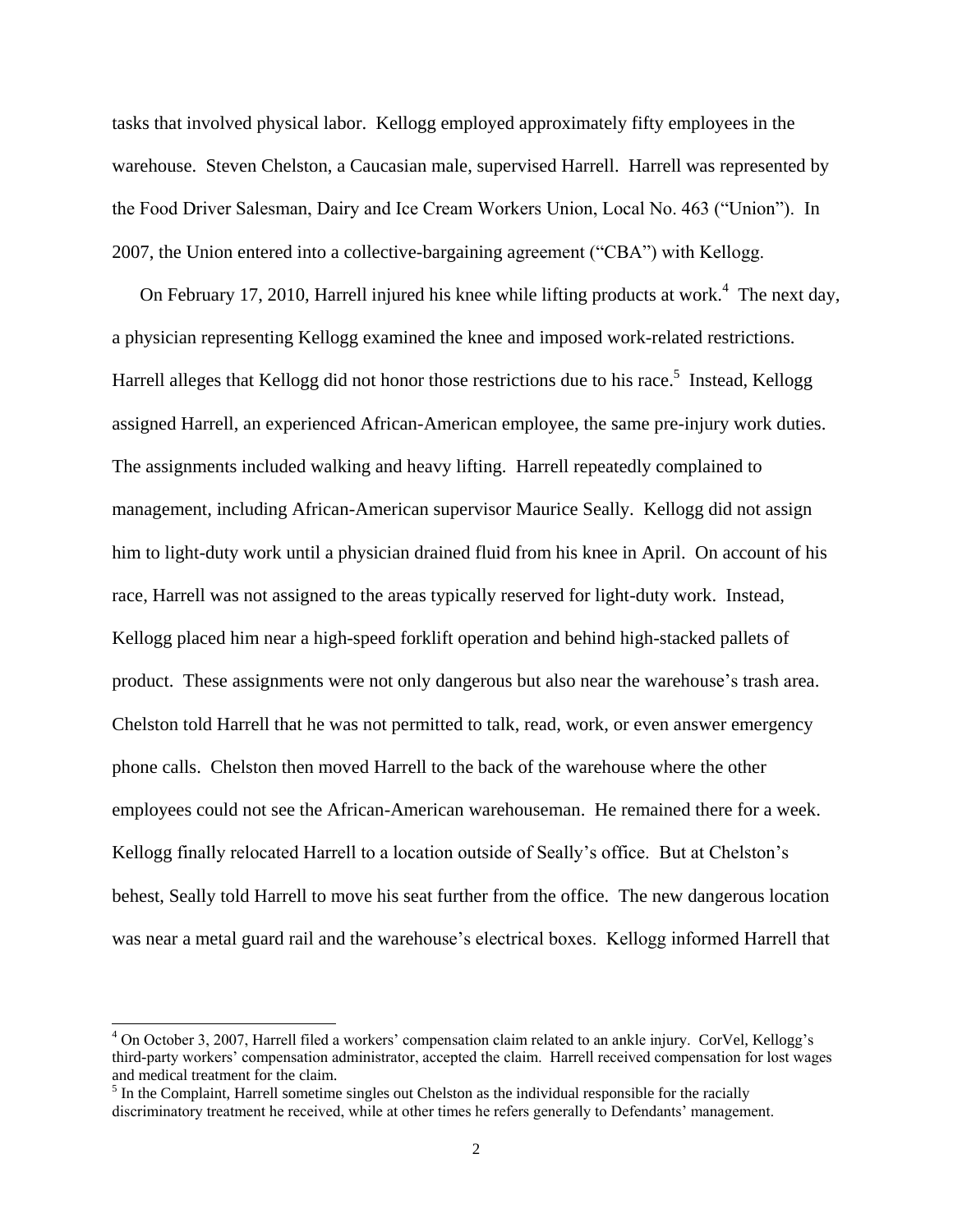tasks that involved physical labor. Kellogg employed approximately fifty employees in the warehouse. Steven Chelston, a Caucasian male, supervised Harrell. Harrell was represented by the Food Driver Salesman, Dairy and Ice Cream Workers Union, Local No. 463 ("Union"). In 2007, the Union entered into a collective-bargaining agreement ("CBA") with Kellogg.

On February 17, 2010, Harrell injured his knee while lifting products at work.[4] The next day, a physician representing Kellogg examined the knee and imposed work-related restrictions. Harrell alleges that Kellogg did not honor those restrictions due to his race.[5] Instead, Kellogg assigned Harrell, an experienced African-American employee, the same pre-injury work duties. The assignments included walking and heavy lifting. Harrell repeatedly complained to management, including African-American supervisor Maurice Seally. Kellogg did not assign him to light-duty work until a physician drained fluid from his knee in April. On account of his race, Harrell was not assigned to the areas typically reserved for light-duty work. Instead, Kellogg placed him near a high-speed forklift operation and behind high-stacked pallets of product. These assignments were not only dangerous but also near the warehouse's trash area. Chelston told Harrell that he was not permitted to talk, read, work, or even answer emergency phone calls. Chelston then moved Harrell to the back of the warehouse where the other employees could not see the African-American warehouseman. He remained there for a week. Kellogg finally relocated Harrell to a location outside of Seally's office. But at Chelston's behest, Seally told Harrell to move his seat further from the office. The new dangerous location was near a metal guard rail and the warehouse's electrical boxes. Kellogg informed Harrell that

---

[4] On October 3, 2007, Harrell filed a workers' compensation claim related to an ankle injury. CorVel, Kellogg's third-party workers' compensation administrator, accepted the claim. Harrell received compensation for lost wages and medical treatment for the claim.

[5] In the Complaint, Harrell sometime singles out Chelston as the individual responsible for the racially discriminatory treatment he received, while at other times he refers generally to Defendants' management.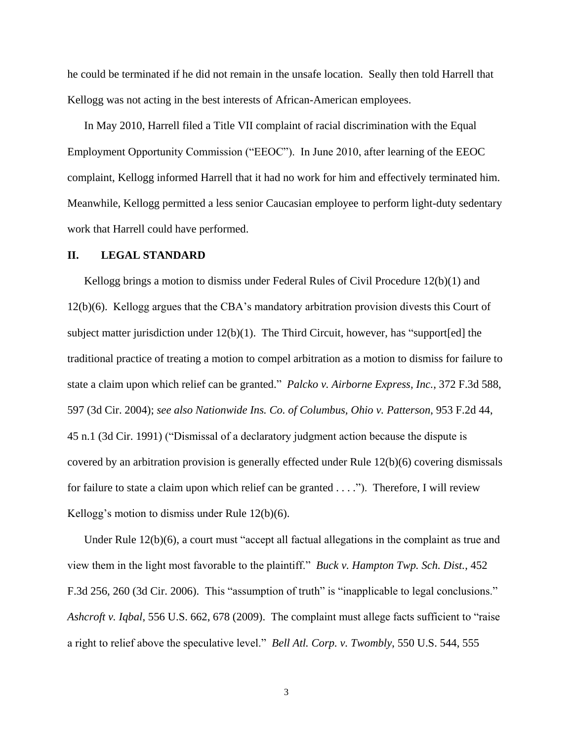he could be terminated if he did not remain in the unsafe location. Seally then told Harrell that Kellogg was not acting in the best interests of African-American employees.

In May 2010, Harrell filed a Title VII complaint of racial discrimination with the Equal Employment Opportunity Commission ("EEOC"). In June 2010, after learning of the EEOC complaint, Kellogg informed Harrell that it had no work for him and effectively terminated him. Meanwhile, Kellogg permitted a less senior Caucasian employee to perform light-duty sedentary work that Harrell could have performed.

## II. LEGAL STANDARD

Kellogg brings a motion to dismiss under Federal Rules of Civil Procedure 12(b)(1) and 12(b)(6). Kellogg argues that the CBA's mandatory arbitration provision divests this Court of subject matter jurisdiction under 12(b)(1). The Third Circuit, however, has "support[ed] the traditional practice of treating a motion to compel arbitration as a motion to dismiss for failure to state a claim upon which relief can be granted." *Palcko v. Airborne Express, Inc.*, 372 F.3d 588, 597 (3d Cir. 2004); *see also Nationwide Ins. Co. of Columbus, Ohio v. Patterson*, 953 F.2d 44, 45 n.1 (3d Cir. 1991) ("Dismissal of a declaratory judgment action because the dispute is covered by an arbitration provision is generally effected under Rule 12(b)(6) covering dismissals for failure to state a claim upon which relief can be granted . . . ."). Therefore, I will review Kellogg's motion to dismiss under Rule 12(b)(6).

Under Rule 12(b)(6), a court must "accept all factual allegations in the complaint as true and view them in the light most favorable to the plaintiff." *Buck v. Hampton Twp. Sch. Dist.*, 452 F.3d 256, 260 (3d Cir. 2006). This "assumption of truth" is "inapplicable to legal conclusions." *Ashcroft v. Iqbal*, 556 U.S. 662, 678 (2009). The complaint must allege facts sufficient to "raise a right to relief above the speculative level." *Bell Atl. Corp. v. Twombly*, 550 U.S. 544, 555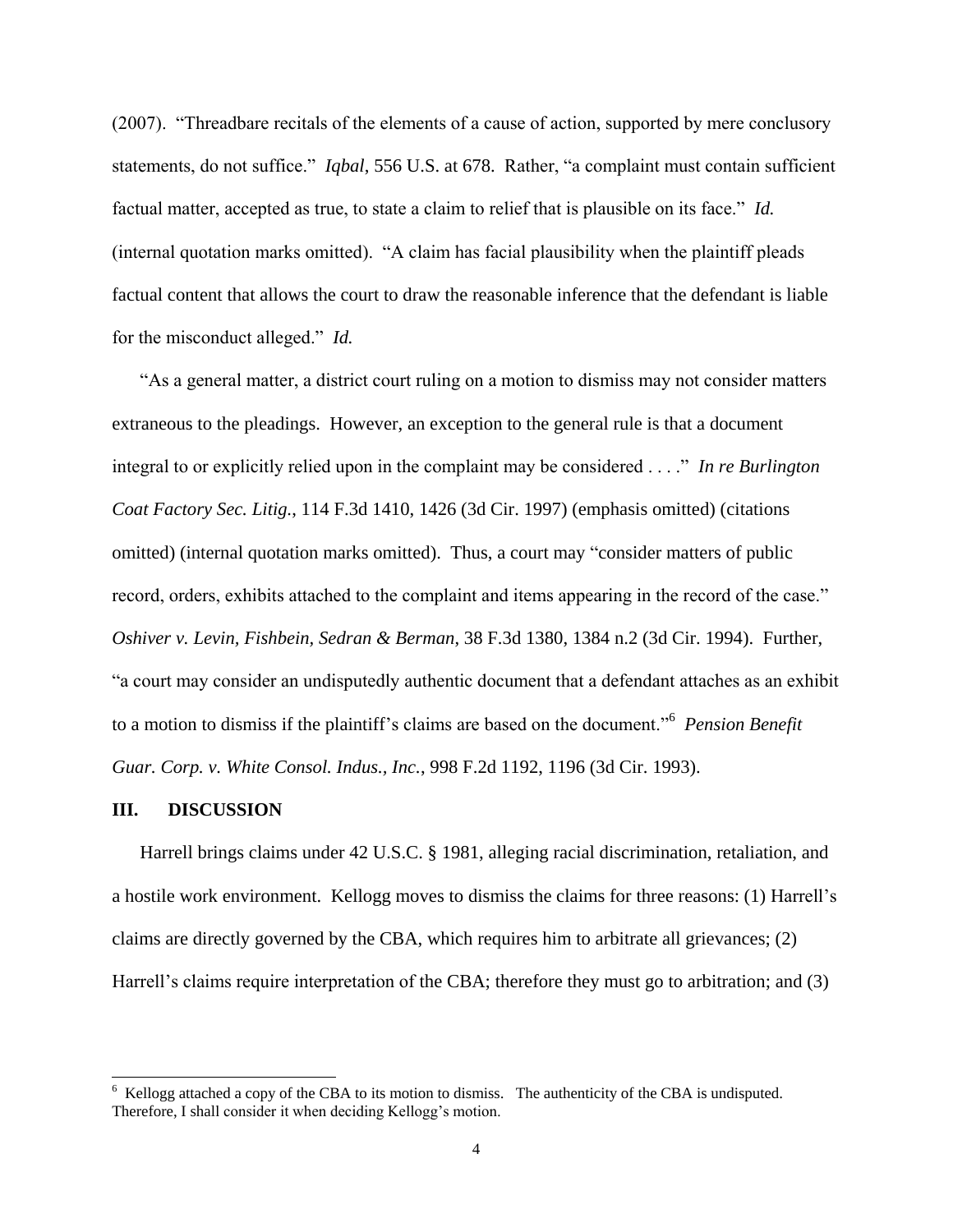(2007). "Threadbare recitals of the elements of a cause of action, supported by mere conclusory statements, do not suffice." *Iqbal*, 556 U.S. at 678. Rather, "a complaint must contain sufficient factual matter, accepted as true, to state a claim to relief that is plausible on its face." *Id.* (internal quotation marks omitted). "A claim has facial plausibility when the plaintiff pleads factual content that allows the court to draw the reasonable inference that the defendant is liable for the misconduct alleged." *Id.*

"As a general matter, a district court ruling on a motion to dismiss may not consider matters extraneous to the pleadings. However, an exception to the general rule is that a document integral to or explicitly relied upon in the complaint may be considered . . . ." *In re Burlington Coat Factory Sec. Litig.*, 114 F.3d 1410, 1426 (3d Cir. 1997) (emphasis omitted) (citations omitted) (internal quotation marks omitted). Thus, a court may "consider matters of public record, orders, exhibits attached to the complaint and items appearing in the record of the case." *Oshiver v. Levin, Fishbein, Sedran & Berman*, 38 F.3d 1380, 1384 n.2 (3d Cir. 1994). Further, "a court may consider an undisputedly authentic document that a defendant attaches as an exhibit to a motion to dismiss if the plaintiff's claims are based on the document."[6] *Pension Benefit Guar. Corp. v. White Consol. Indus., Inc.*, 998 F.2d 1192, 1196 (3d Cir. 1993).

## III. DISCUSSION

Harrell brings claims under 42 U.S.C. § 1981, alleging racial discrimination, retaliation, and a hostile work environment. Kellogg moves to dismiss the claims for three reasons: (1) Harrell's claims are directly governed by the CBA, which requires him to arbitrate all grievances; (2) Harrell's claims require interpretation of the CBA; therefore they must go to arbitration; and (3)

---

[6] Kellogg attached a copy of the CBA to its motion to dismiss. The authenticity of the CBA is undisputed. Therefore, I shall consider it when deciding Kellogg's motion.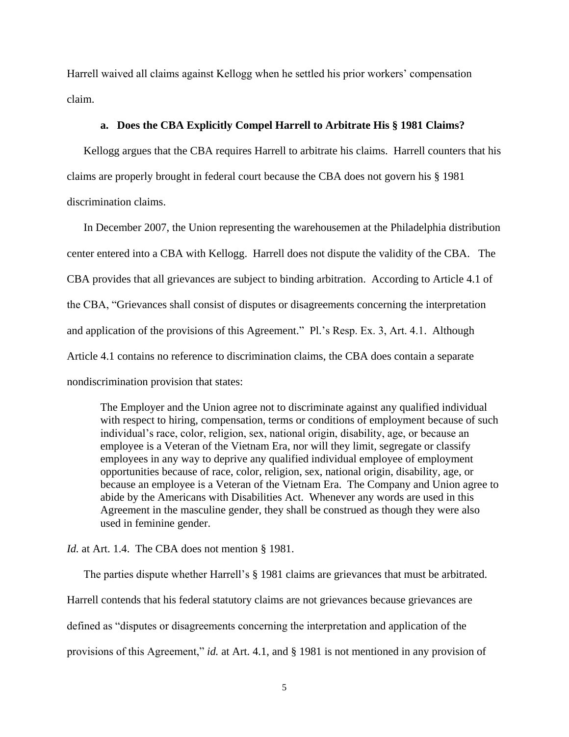Harrell waived all claims against Kellogg when he settled his prior workers' compensation claim.

#### a. Does the CBA Explicitly Compel Harrell to Arbitrate His § 1981 Claims?

Kellogg argues that the CBA requires Harrell to arbitrate his claims. Harrell counters that his claims are properly brought in federal court because the CBA does not govern his § 1981 discrimination claims.

In December 2007, the Union representing the warehousemen at the Philadelphia distribution center entered into a CBA with Kellogg. Harrell does not dispute the validity of the CBA. The CBA provides that all grievances are subject to binding arbitration. According to Article 4.1 of the CBA, "Grievances shall consist of disputes or disagreements concerning the interpretation and application of the provisions of this Agreement." Pl.'s Resp. Ex. 3, Art. 4.1. Although Article 4.1 contains no reference to discrimination claims, the CBA does contain a separate nondiscrimination provision that states:

> The Employer and the Union agree not to discriminate against any qualified individual with respect to hiring, compensation, terms or conditions of employment because of such individual's race, color, religion, sex, national origin, disability, age, or because an employee is a Veteran of the Vietnam Era, nor will they limit, segregate or classify employees in any way to deprive any qualified individual employee of employment opportunities because of race, color, religion, sex, national origin, disability, age, or because an employee is a Veteran of the Vietnam Era. The Company and Union agree to abide by the Americans with Disabilities Act. Whenever any words are used in this Agreement in the masculine gender, they shall be construed as though they were also used in feminine gender.

*Id.* at Art. 1.4. The CBA does not mention § 1981.

The parties dispute whether Harrell's § 1981 claims are grievances that must be arbitrated. Harrell contends that his federal statutory claims are not grievances because grievances are defined as "disputes or disagreements concerning the interpretation and application of the provisions of this Agreement," *id.* at Art. 4.1, and § 1981 is not mentioned in any provision of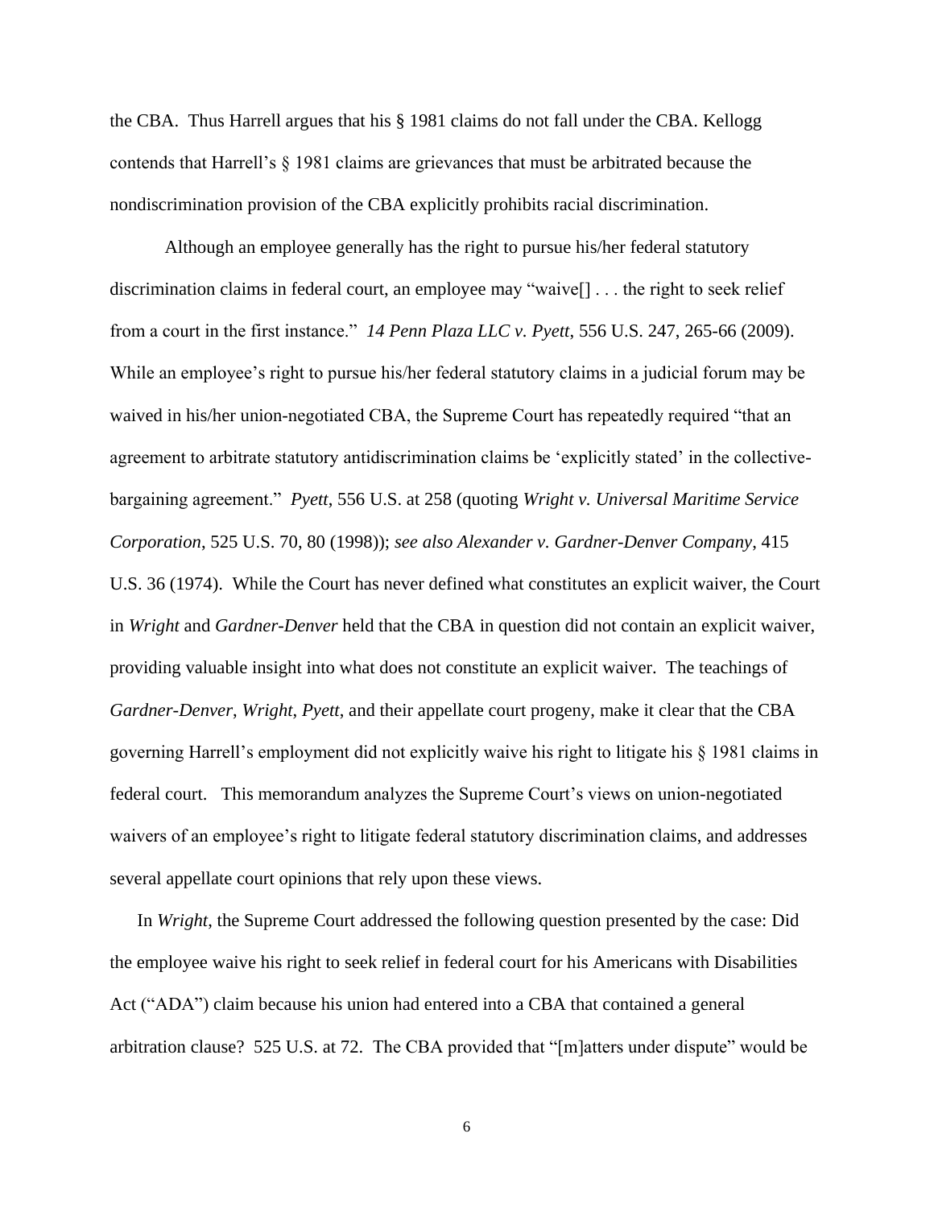the CBA. Thus Harrell argues that his § 1981 claims do not fall under the CBA. Kellogg contends that Harrell's § 1981 claims are grievances that must be arbitrated because the nondiscrimination provision of the CBA explicitly prohibits racial discrimination.

Although an employee generally has the right to pursue his/her federal statutory discrimination claims in federal court, an employee may "waive[] . . . the right to seek relief from a court in the first instance." *14 Penn Plaza LLC v. Pyett*, 556 U.S. 247, 265-66 (2009). While an employee's right to pursue his/her federal statutory claims in a judicial forum may be waived in his/her union-negotiated CBA, the Supreme Court has repeatedly required "that an agreement to arbitrate statutory antidiscrimination claims be 'explicitly stated' in the collective-bargaining agreement." *Pyett*, 556 U.S. at 258 (quoting *Wright v. Universal Maritime Service Corporation*, 525 U.S. 70, 80 (1998)); *see also Alexander v. Gardner-Denver Company*, 415 U.S. 36 (1974). While the Court has never defined what constitutes an explicit waiver, the Court in *Wright* and *Gardner-Denver* held that the CBA in question did not contain an explicit waiver, providing valuable insight into what does not constitute an explicit waiver. The teachings of *Gardner-Denver*, *Wright*, *Pyett*, and their appellate court progeny, make it clear that the CBA governing Harrell's employment did not explicitly waive his right to litigate his § 1981 claims in federal court. This memorandum analyzes the Supreme Court's views on union-negotiated waivers of an employee's right to litigate federal statutory discrimination claims, and addresses several appellate court opinions that rely upon these views.

In *Wright*, the Supreme Court addressed the following question presented by the case: Did the employee waive his right to seek relief in federal court for his Americans with Disabilities Act ("ADA") claim because his union had entered into a CBA that contained a general arbitration clause? 525 U.S. at 72. The CBA provided that "[m]atters under dispute" would be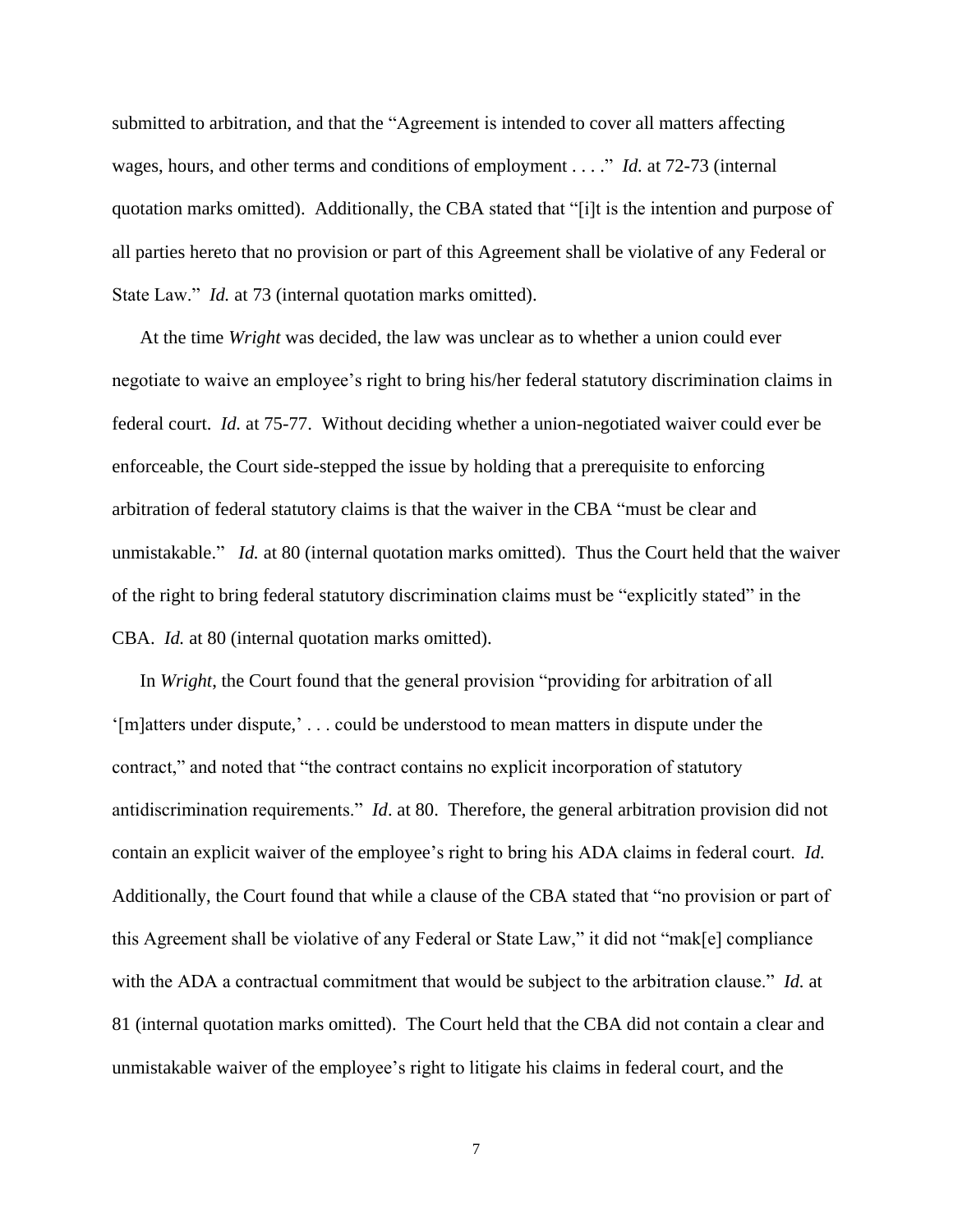submitted to arbitration, and that the "Agreement is intended to cover all matters affecting wages, hours, and other terms and conditions of employment . . . ." *Id.* at 72-73 (internal quotation marks omitted). Additionally, the CBA stated that "[i]t is the intention and purpose of all parties hereto that no provision or part of this Agreement shall be violative of any Federal or State Law." *Id.* at 73 (internal quotation marks omitted).

At the time *Wright* was decided, the law was unclear as to whether a union could ever negotiate to waive an employee's right to bring his/her federal statutory discrimination claims in federal court. *Id.* at 75-77. Without deciding whether a union-negotiated waiver could ever be enforceable, the Court side-stepped the issue by holding that a prerequisite to enforcing arbitration of federal statutory claims is that the waiver in the CBA "must be clear and unmistakable." *Id.* at 80 (internal quotation marks omitted). Thus the Court held that the waiver of the right to bring federal statutory discrimination claims must be "explicitly stated" in the CBA. *Id.* at 80 (internal quotation marks omitted).

In *Wright*, the Court found that the general provision "providing for arbitration of all '[m]atters under dispute,' . . . could be understood to mean matters in dispute under the contract," and noted that "the contract contains no explicit incorporation of statutory antidiscrimination requirements." *Id*. at 80. Therefore, the general arbitration provision did not contain an explicit waiver of the employee's right to bring his ADA claims in federal court. *Id.* Additionally, the Court found that while a clause of the CBA stated that "no provision or part of this Agreement shall be violative of any Federal or State Law," it did not "mak[e] compliance with the ADA a contractual commitment that would be subject to the arbitration clause." *Id.* at 81 (internal quotation marks omitted). The Court held that the CBA did not contain a clear and unmistakable waiver of the employee's right to litigate his claims in federal court, and the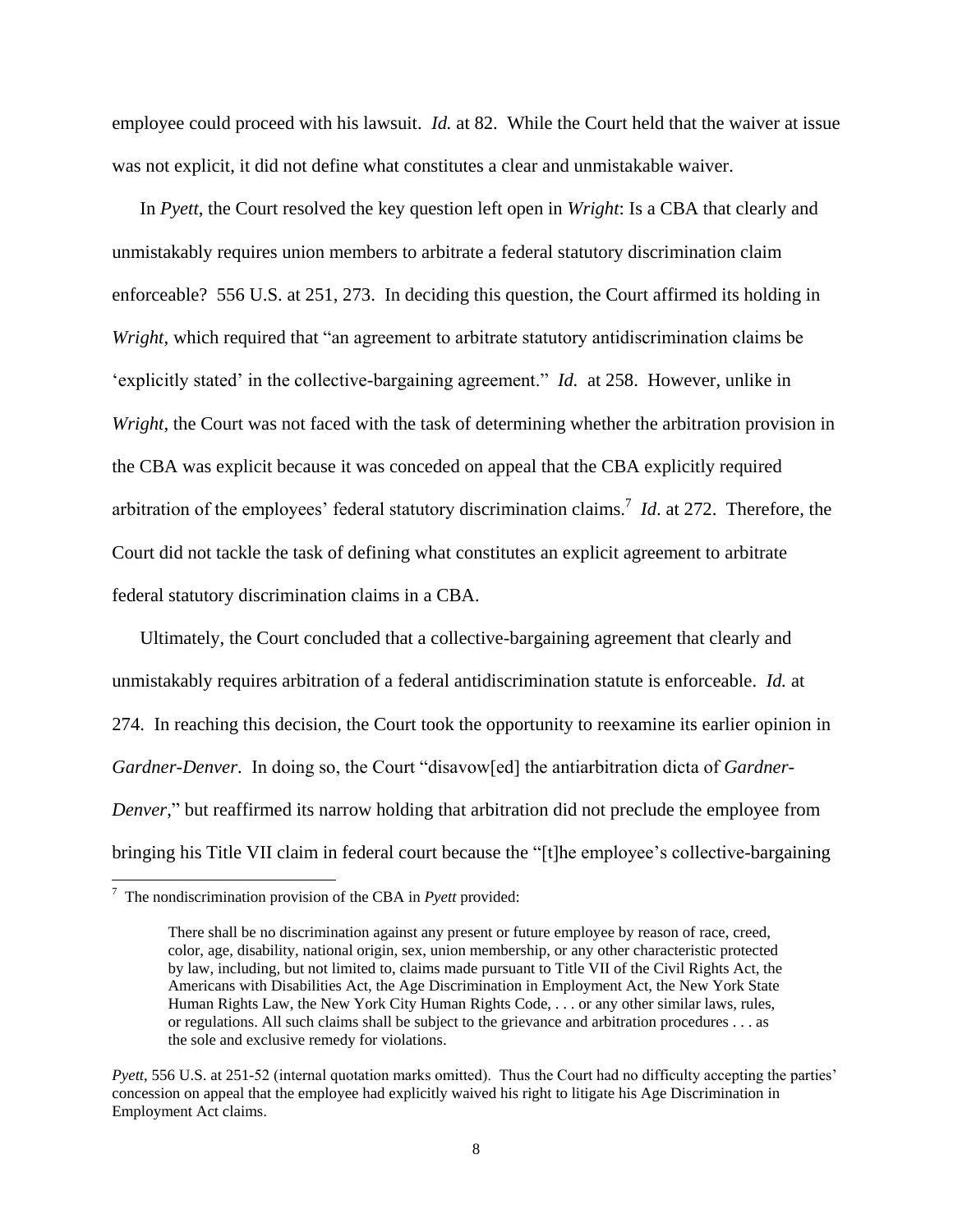employee could proceed with his lawsuit. *Id.* at 82. While the Court held that the waiver at issue was not explicit, it did not define what constitutes a clear and unmistakable waiver.

In *Pyett*, the Court resolved the key question left open in *Wright*: Is a CBA that clearly and unmistakably requires union members to arbitrate a federal statutory discrimination claim enforceable? 556 U.S. at 251, 273. In deciding this question, the Court affirmed its holding in *Wright*, which required that "an agreement to arbitrate statutory antidiscrimination claims be 'explicitly stated' in the collective-bargaining agreement." *Id.* at 258. However, unlike in *Wright*, the Court was not faced with the task of determining whether the arbitration provision in the CBA was explicit because it was conceded on appeal that the CBA explicitly required arbitration of the employees' federal statutory discrimination claims.[7] *Id.* at 272. Therefore, the Court did not tackle the task of defining what constitutes an explicit agreement to arbitrate federal statutory discrimination claims in a CBA.

Ultimately, the Court concluded that a collective-bargaining agreement that clearly and unmistakably requires arbitration of a federal antidiscrimination statute is enforceable. *Id.* at 274. In reaching this decision, the Court took the opportunity to reexamine its earlier opinion in *Gardner-Denver*. In doing so, the Court "disavow[ed] the antiarbitration dicta of *Gardner-Denver*," but reaffirmed its narrow holding that arbitration did not preclude the employee from bringing his Title VII claim in federal court because the "[t]he employee's collective-bargaining

---

[7] The nondiscrimination provision of the CBA in *Pyett* provided:

> There shall be no discrimination against any present or future employee by reason of race, creed, color, age, disability, national origin, sex, union membership, or any other characteristic protected by law, including, but not limited to, claims made pursuant to Title VII of the Civil Rights Act, the Americans with Disabilities Act, the Age Discrimination in Employment Act, the New York State Human Rights Law, the New York City Human Rights Code, . . . or any other similar laws, rules, or regulations. All such claims shall be subject to the grievance and arbitration procedures . . . as the sole and exclusive remedy for violations.

*Pyett*, 556 U.S. at 251-52 (internal quotation marks omitted). Thus the Court had no difficulty accepting the parties' concession on appeal that the employee had explicitly waived his right to litigate his Age Discrimination in Employment Act claims.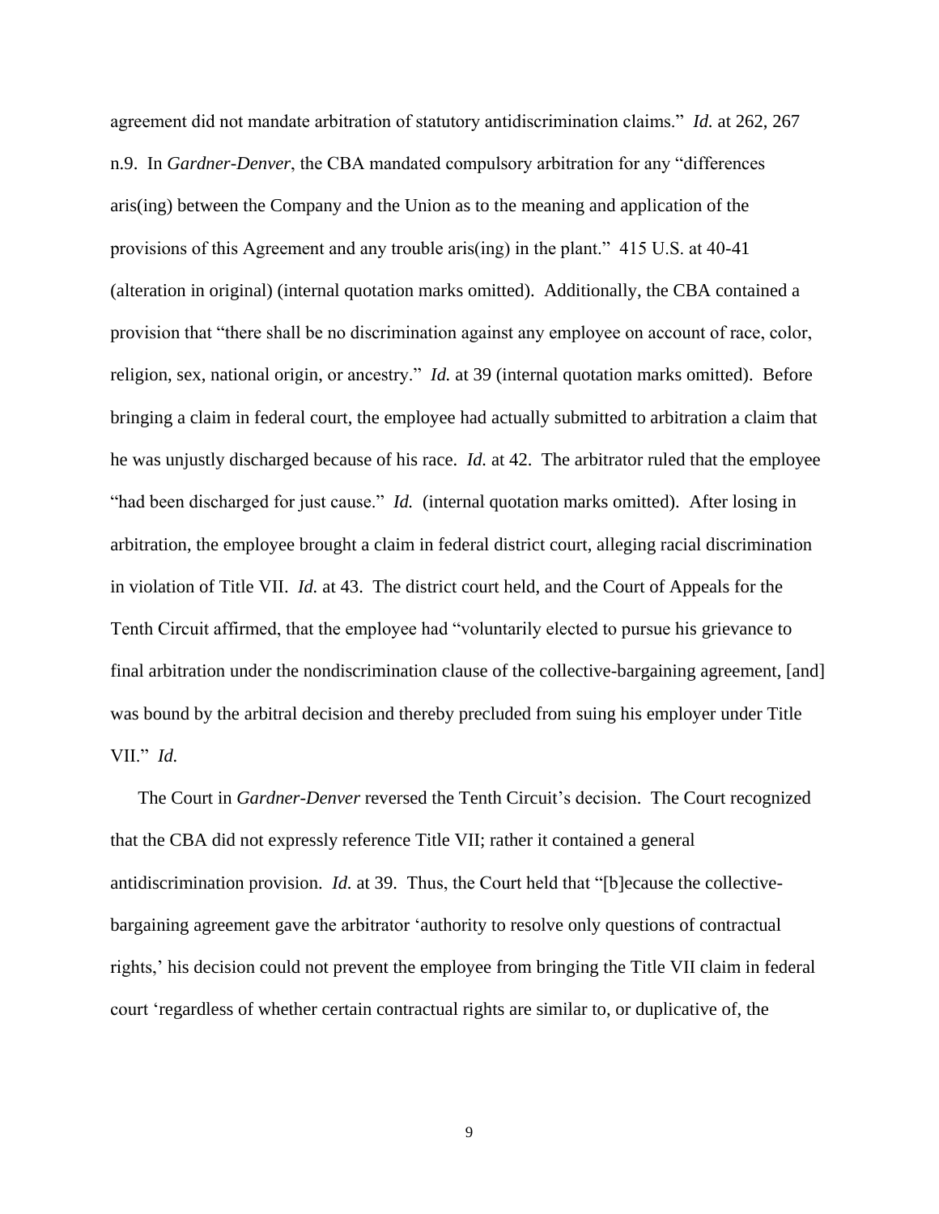agreement did not mandate arbitration of statutory antidiscrimination claims." *Id.* at 262, 267 n.9. In *Gardner-Denver*, the CBA mandated compulsory arbitration for any "differences aris(ing) between the Company and the Union as to the meaning and application of the provisions of this Agreement and any trouble aris(ing) in the plant." 415 U.S. at 40-41 (alteration in original) (internal quotation marks omitted). Additionally, the CBA contained a provision that "there shall be no discrimination against any employee on account of race, color, religion, sex, national origin, or ancestry." *Id.* at 39 (internal quotation marks omitted). Before bringing a claim in federal court, the employee had actually submitted to arbitration a claim that he was unjustly discharged because of his race. *Id.* at 42. The arbitrator ruled that the employee "had been discharged for just cause." *Id.* (internal quotation marks omitted). After losing in arbitration, the employee brought a claim in federal district court, alleging racial discrimination in violation of Title VII. *Id.* at 43. The district court held, and the Court of Appeals for the Tenth Circuit affirmed, that the employee had "voluntarily elected to pursue his grievance to final arbitration under the nondiscrimination clause of the collective-bargaining agreement, [and] was bound by the arbitral decision and thereby precluded from suing his employer under Title VII." *Id.*

The Court in *Gardner-Denver* reversed the Tenth Circuit's decision. The Court recognized that the CBA did not expressly reference Title VII; rather it contained a general antidiscrimination provision. *Id.* at 39. Thus, the Court held that "[b]ecause the collective-bargaining agreement gave the arbitrator 'authority to resolve only questions of contractual rights,' his decision could not prevent the employee from bringing the Title VII claim in federal court 'regardless of whether certain contractual rights are similar to, or duplicative of, the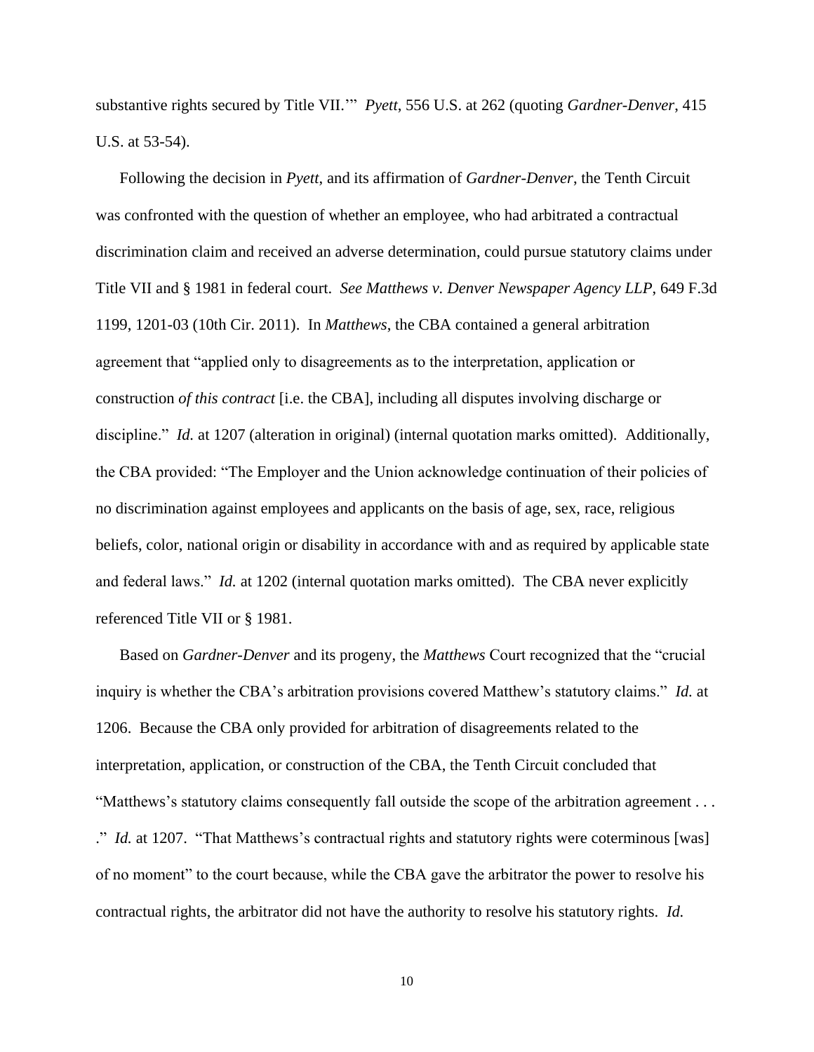substantive rights secured by Title VII.'" *Pyett*, 556 U.S. at 262 (quoting *Gardner-Denver*, 415 U.S. at 53-54).

Following the decision in *Pyett*, and its affirmation of *Gardner-Denver*, the Tenth Circuit was confronted with the question of whether an employee, who had arbitrated a contractual discrimination claim and received an adverse determination, could pursue statutory claims under Title VII and § 1981 in federal court. *See Matthews v. Denver Newspaper Agency LLP*, 649 F.3d 1199, 1201-03 (10th Cir. 2011). In *Matthews*, the CBA contained a general arbitration agreement that "applied only to disagreements as to the interpretation, application or construction *of this contract* [i.e. the CBA], including all disputes involving discharge or discipline." *Id.* at 1207 (alteration in original) (internal quotation marks omitted). Additionally, the CBA provided: "The Employer and the Union acknowledge continuation of their policies of no discrimination against employees and applicants on the basis of age, sex, race, religious beliefs, color, national origin or disability in accordance with and as required by applicable state and federal laws." *Id.* at 1202 (internal quotation marks omitted). The CBA never explicitly referenced Title VII or § 1981.

Based on *Gardner-Denver* and its progeny, the *Matthews* Court recognized that the "crucial inquiry is whether the CBA's arbitration provisions covered Matthew's statutory claims." *Id.* at 1206. Because the CBA only provided for arbitration of disagreements related to the interpretation, application, or construction of the CBA, the Tenth Circuit concluded that "Matthews's statutory claims consequently fall outside the scope of the arbitration agreement . . . ." *Id.* at 1207. "That Matthews's contractual rights and statutory rights were coterminous [was] of no moment" to the court because, while the CBA gave the arbitrator the power to resolve his contractual rights, the arbitrator did not have the authority to resolve his statutory rights. *Id.*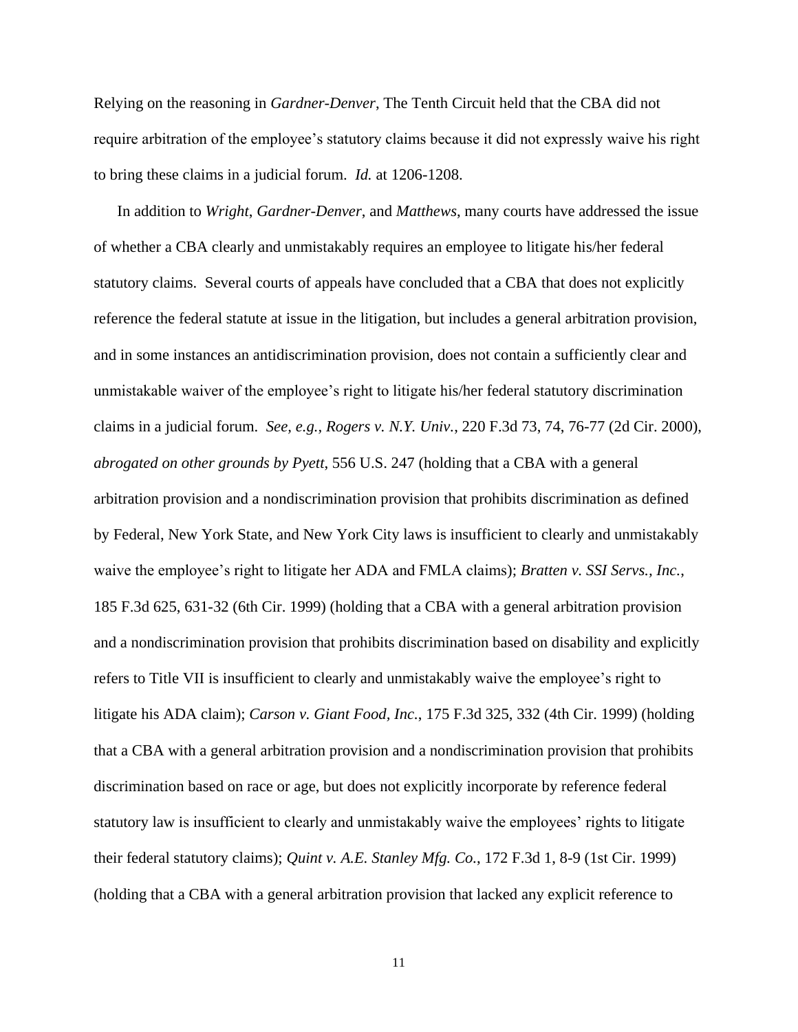Relying on the reasoning in *Gardner-Denver*, The Tenth Circuit held that the CBA did not require arbitration of the employee's statutory claims because it did not expressly waive his right to bring these claims in a judicial forum. *Id.* at 1206-1208.

In addition to *Wright*, *Gardner-Denver*, and *Matthews*, many courts have addressed the issue of whether a CBA clearly and unmistakably requires an employee to litigate his/her federal statutory claims. Several courts of appeals have concluded that a CBA that does not explicitly reference the federal statute at issue in the litigation, but includes a general arbitration provision, and in some instances an antidiscrimination provision, does not contain a sufficiently clear and unmistakable waiver of the employee's right to litigate his/her federal statutory discrimination claims in a judicial forum. *See, e.g.*, *Rogers v. N.Y. Univ.*, 220 F.3d 73, 74, 76-77 (2d Cir. 2000), *abrogated on other grounds by Pyett*, 556 U.S. 247 (holding that a CBA with a general arbitration provision and a nondiscrimination provision that prohibits discrimination as defined by Federal, New York State, and New York City laws is insufficient to clearly and unmistakably waive the employee's right to litigate her ADA and FMLA claims); *Bratten v. SSI Servs., Inc.*, 185 F.3d 625, 631-32 (6th Cir. 1999) (holding that a CBA with a general arbitration provision and a nondiscrimination provision that prohibits discrimination based on disability and explicitly refers to Title VII is insufficient to clearly and unmistakably waive the employee's right to litigate his ADA claim); *Carson v. Giant Food, Inc.*, 175 F.3d 325, 332 (4th Cir. 1999) (holding that a CBA with a general arbitration provision and a nondiscrimination provision that prohibits discrimination based on race or age, but does not explicitly incorporate by reference federal statutory law is insufficient to clearly and unmistakably waive the employees' rights to litigate their federal statutory claims); *Quint v. A.E. Stanley Mfg. Co.*, 172 F.3d 1, 8-9 (1st Cir. 1999) (holding that a CBA with a general arbitration provision that lacked any explicit reference to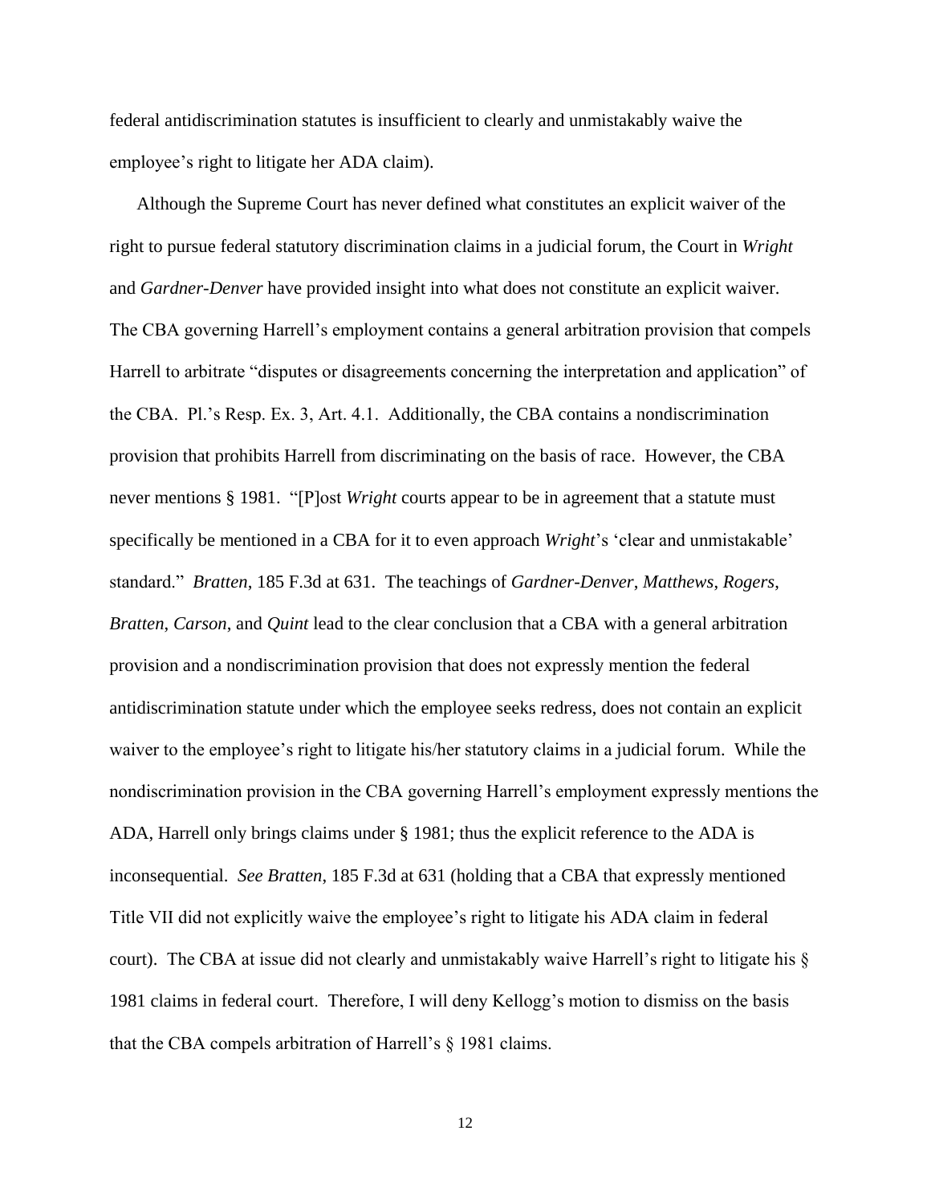federal antidiscrimination statutes is insufficient to clearly and unmistakably waive the employee's right to litigate her ADA claim).

Although the Supreme Court has never defined what constitutes an explicit waiver of the right to pursue federal statutory discrimination claims in a judicial forum, the Court in *Wright* and *Gardner-Denver* have provided insight into what does not constitute an explicit waiver. The CBA governing Harrell's employment contains a general arbitration provision that compels Harrell to arbitrate "disputes or disagreements concerning the interpretation and application" of the CBA. Pl.'s Resp. Ex. 3, Art. 4.1. Additionally, the CBA contains a nondiscrimination provision that prohibits Harrell from discriminating on the basis of race. However, the CBA never mentions § 1981. "[P]ost *Wright* courts appear to be in agreement that a statute must specifically be mentioned in a CBA for it to even approach *Wright*'s 'clear and unmistakable' standard." *Bratten*, 185 F.3d at 631. The teachings of *Gardner-Denver*, *Matthews*, *Rogers*, *Bratten*, *Carson*, and *Quint* lead to the clear conclusion that a CBA with a general arbitration provision and a nondiscrimination provision that does not expressly mention the federal antidiscrimination statute under which the employee seeks redress, does not contain an explicit waiver to the employee's right to litigate his/her statutory claims in a judicial forum. While the nondiscrimination provision in the CBA governing Harrell's employment expressly mentions the ADA, Harrell only brings claims under § 1981; thus the explicit reference to the ADA is inconsequential. *See Bratten*, 185 F.3d at 631 (holding that a CBA that expressly mentioned Title VII did not explicitly waive the employee's right to litigate his ADA claim in federal court). The CBA at issue did not clearly and unmistakably waive Harrell's right to litigate his § 1981 claims in federal court. Therefore, I will deny Kellogg's motion to dismiss on the basis that the CBA compels arbitration of Harrell's § 1981 claims.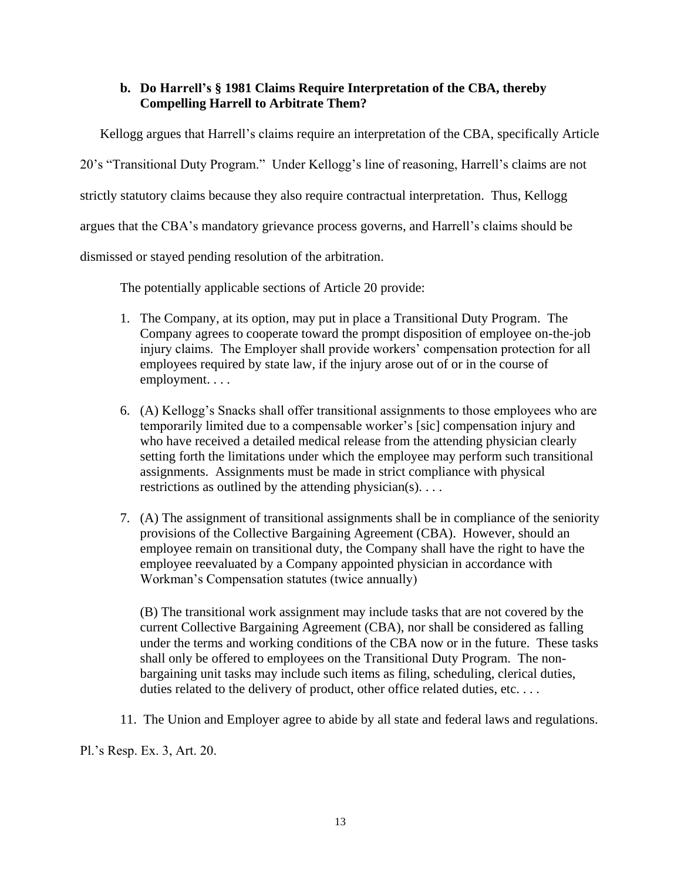### b. Do Harrell's § 1981 Claims Require Interpretation of the CBA, thereby Compelling Harrell to Arbitrate Them?

Kellogg argues that Harrell's claims require an interpretation of the CBA, specifically Article 20's "Transitional Duty Program." Under Kellogg's line of reasoning, Harrell's claims are not strictly statutory claims because they also require contractual interpretation. Thus, Kellogg argues that the CBA's mandatory grievance process governs, and Harrell's claims should be dismissed or stayed pending resolution of the arbitration.

The potentially applicable sections of Article 20 provide:

> 1. The Company, at its option, may put in place a Transitional Duty Program. The Company agrees to cooperate toward the prompt disposition of employee on-the-job injury claims. The Employer shall provide workers' compensation protection for all employees required by state law, if the injury arose out of or in the course of employment. . . .
>
> 6. (A) Kellogg's Snacks shall offer transitional assignments to those employees who are temporarily limited due to a compensable worker's [sic] compensation injury and who have received a detailed medical release from the attending physician clearly setting forth the limitations under which the employee may perform such transitional assignments. Assignments must be made in strict compliance with physical restrictions as outlined by the attending physician(s). . . .
>
> 7. (A) The assignment of transitional assignments shall be in compliance of the seniority provisions of the Collective Bargaining Agreement (CBA). However, should an employee remain on transitional duty, the Company shall have the right to have the employee reevaluated by a Company appointed physician in accordance with Workman's Compensation statutes (twice annually)
>
> (B) The transitional work assignment may include tasks that are not covered by the current Collective Bargaining Agreement (CBA), nor shall be considered as falling under the terms and working conditions of the CBA now or in the future. These tasks shall only be offered to employees on the Transitional Duty Program. The non-bargaining unit tasks may include such items as filing, scheduling, clerical duties, duties related to the delivery of product, other office related duties, etc. . . .
>
> 11. The Union and Employer agree to abide by all state and federal laws and regulations.

Pl.'s Resp. Ex. 3, Art. 20.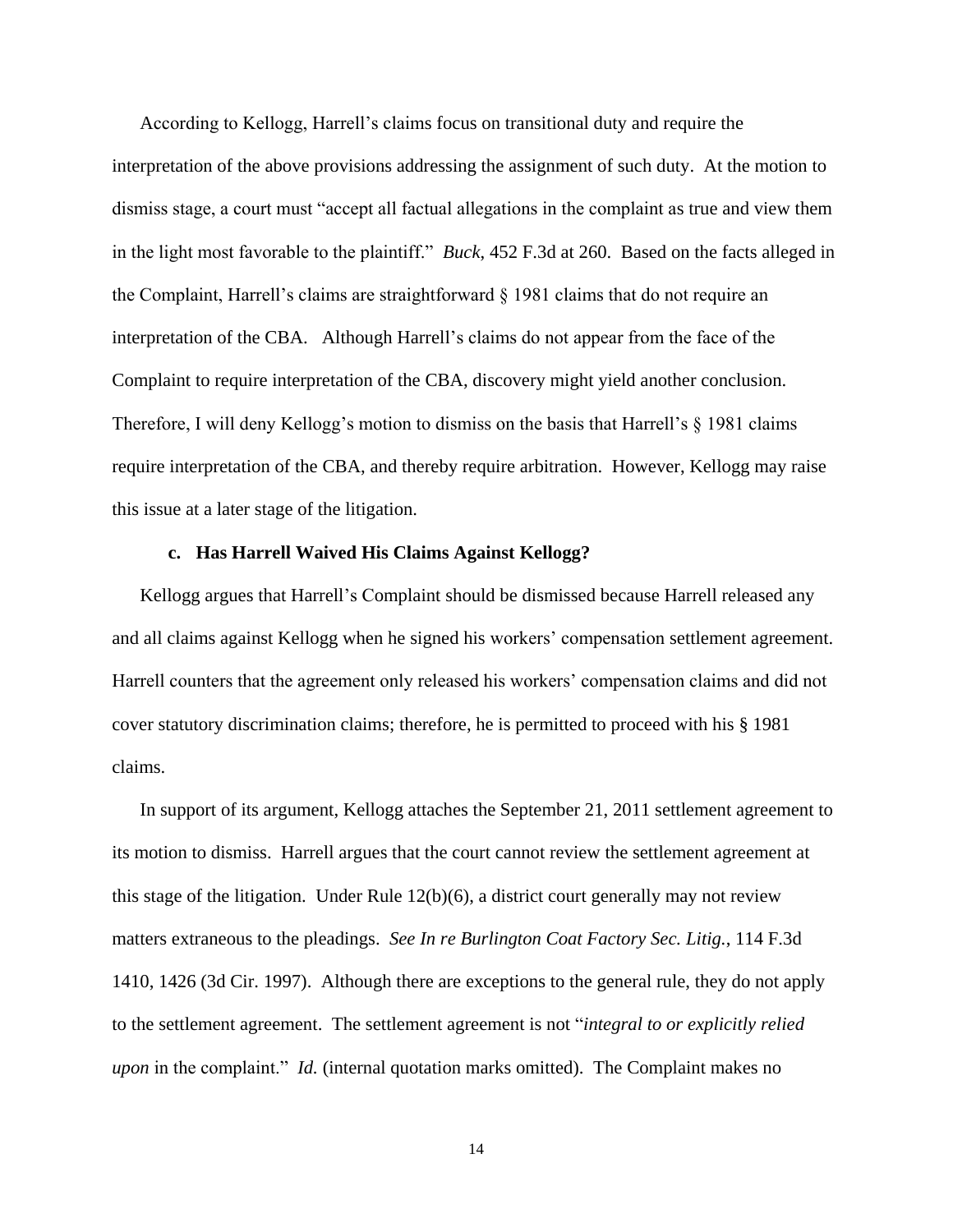According to Kellogg, Harrell's claims focus on transitional duty and require the interpretation of the above provisions addressing the assignment of such duty. At the motion to dismiss stage, a court must "accept all factual allegations in the complaint as true and view them in the light most favorable to the plaintiff." *Buck*, 452 F.3d at 260. Based on the facts alleged in the Complaint, Harrell's claims are straightforward § 1981 claims that do not require an interpretation of the CBA. Although Harrell's claims do not appear from the face of the Complaint to require interpretation of the CBA, discovery might yield another conclusion. Therefore, I will deny Kellogg's motion to dismiss on the basis that Harrell's § 1981 claims require interpretation of the CBA, and thereby require arbitration. However, Kellogg may raise this issue at a later stage of the litigation.

### c. Has Harrell Waived His Claims Against Kellogg?

Kellogg argues that Harrell's Complaint should be dismissed because Harrell released any and all claims against Kellogg when he signed his workers' compensation settlement agreement. Harrell counters that the agreement only released his workers' compensation claims and did not cover statutory discrimination claims; therefore, he is permitted to proceed with his § 1981 claims.

In support of its argument, Kellogg attaches the September 21, 2011 settlement agreement to its motion to dismiss. Harrell argues that the court cannot review the settlement agreement at this stage of the litigation. Under Rule 12(b)(6), a district court generally may not review matters extraneous to the pleadings. *See In re Burlington Coat Factory Sec. Litig.*, 114 F.3d 1410, 1426 (3d Cir. 1997). Although there are exceptions to the general rule, they do not apply to the settlement agreement. The settlement agreement is not "*integral to or explicitly relied upon* in the complaint." *Id.* (internal quotation marks omitted). The Complaint makes no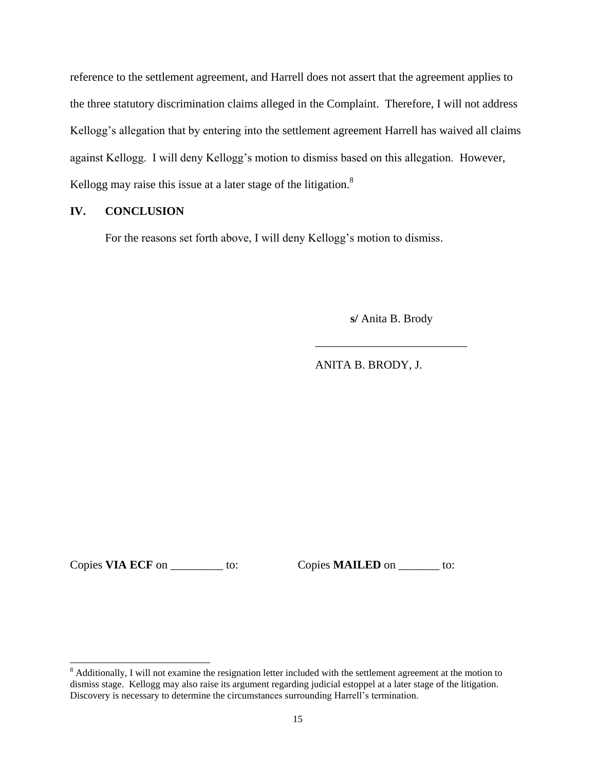reference to the settlement agreement, and Harrell does not assert that the agreement applies to the three statutory discrimination claims alleged in the Complaint. Therefore, I will not address Kellogg's allegation that by entering into the settlement agreement Harrell has waived all claims against Kellogg. I will deny Kellogg's motion to dismiss based on this allegation. However, Kellogg may raise this issue at a later stage of the litigation.[8]

## IV. CONCLUSION

For the reasons set forth above, I will deny Kellogg's motion to dismiss.

**s/** Anita B. Brody

__________________________

ANITA B. BRODY, J.

Copies **VIA ECF** on _________ to: Copies **MAILED** on _______ to:

---

[8] Additionally, I will not examine the resignation letter included with the settlement agreement at the motion to dismiss stage. Kellogg may also raise its argument regarding judicial estoppel at a later stage of the litigation. Discovery is necessary to determine the circumstances surrounding Harrell's termination.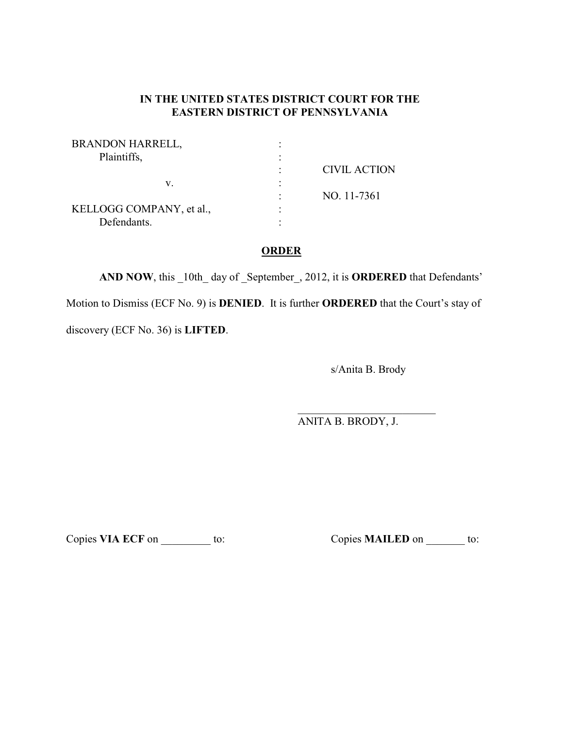**IN THE UNITED STATES DISTRICT COURT FOR THE**
**EASTERN DISTRICT OF PENNSYLVANIA**

| | | |
|---|---|---|
| BRANDON HARRELL, | : | |
| Plaintiffs, | : | |
| | : | CIVIL ACTION |
| v. | : | |
| | : | NO. 11-7361 |
| KELLOGG COMPANY, et al., | : | |
| Defendants. | : | |

**ORDER**

**AND NOW**, this _10th_ day of _September_, 2012, it is **ORDERED** that Defendants' Motion to Dismiss (ECF No. 9) is **DENIED**. It is further **ORDERED** that the Court's stay of discovery (ECF No. 36) is **LIFTED**.

s/Anita B. Brody

\_\_\_\_\_\_\_\_\_\_\_\_\_\_\_\_\_\_\_\_\_\_\_\_\_\_
ANITA B. BRODY, J.

Copies **VIA ECF** on _________ to: Copies **MAILED** on _______ to: